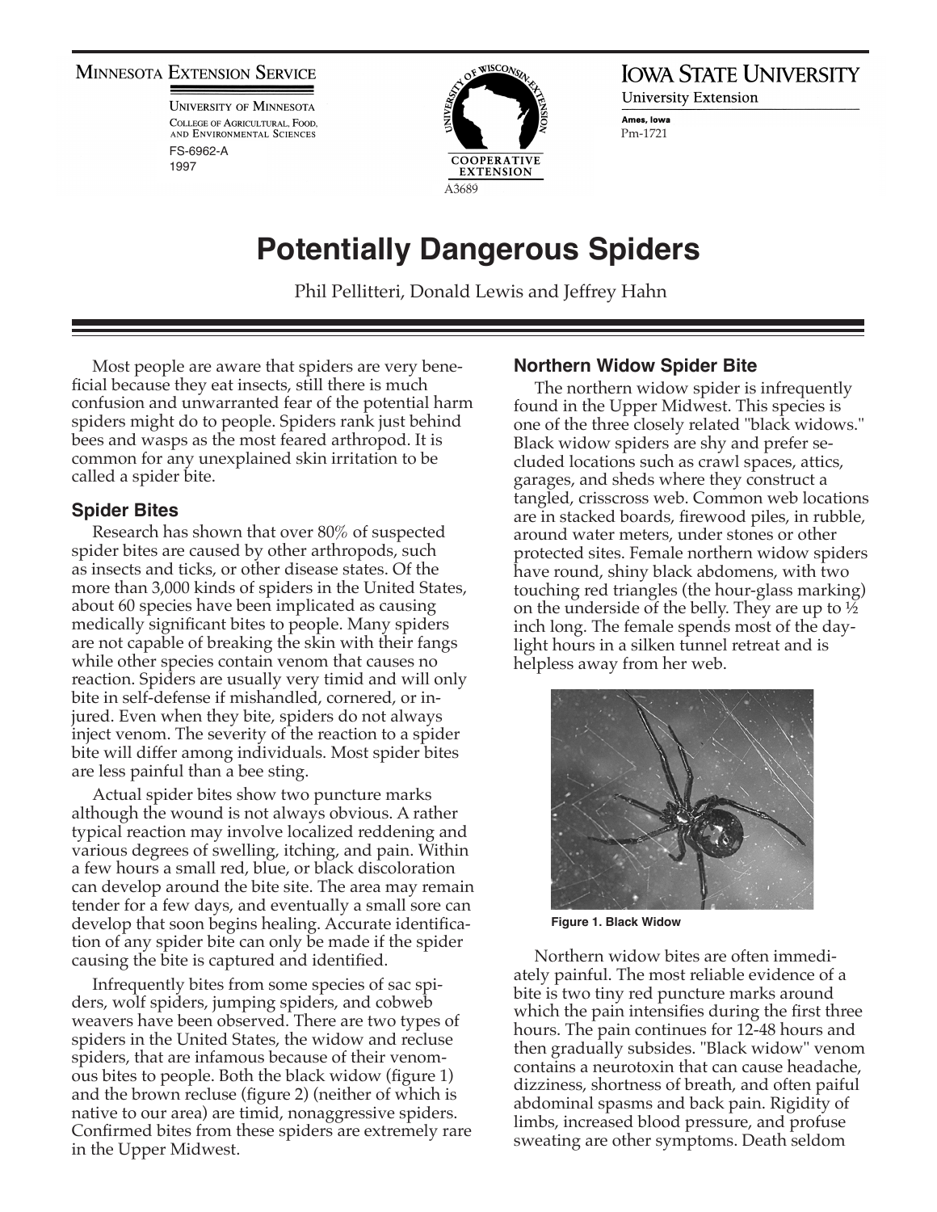Minnesota Extension Service
University of Minnesota
College of Agricultural, Food, and Environmental Sciences
FS-6962-A
1997

COOPERATIVE EXTENSION
A3689

Iowa State University
University Extension
Ames, Iowa
Pm-1721

# Potentially Dangerous Spiders

Phil Pellitteri, Donald Lewis and Jeffrey Hahn

Most people are aware that spiders are very beneficial because they eat insects, still there is much confusion and unwarranted fear of the potential harm spiders might do to people. Spiders rank just behind bees and wasps as the most feared arthropod. It is common for any unexplained skin irritation to be called a spider bite.

## Spider Bites

Research has shown that over 80% of suspected spider bites are caused by other arthropods, such as insects and ticks, or other disease states. Of the more than 3,000 kinds of spiders in the United States, about 60 species have been implicated as causing medically significant bites to people. Many spiders are not capable of breaking the skin with their fangs while other species contain venom that causes no reaction. Spiders are usually very timid and will only bite in self-defense if mishandled, cornered, or injured. Even when they bite, spiders do not always inject venom. The severity of the reaction to a spider bite will differ among individuals. Most spider bites are less painful than a bee sting.

Actual spider bites show two puncture marks although the wound is not always obvious. A rather typical reaction may involve localized reddening and various degrees of swelling, itching, and pain. Within a few hours a small red, blue, or black discoloration can develop around the bite site. The area may remain tender for a few days, and eventually a small sore can develop that soon begins healing. Accurate identification of any spider bite can only be made if the spider causing the bite is captured and identified.

Infrequently bites from some species of sac spiders, wolf spiders, jumping spiders, and cobweb weavers have been observed. There are two types of spiders in the United States, the widow and recluse spiders, that are infamous because of their venomous bites to people. Both the black widow (figure 1) and the brown recluse (figure 2) (neither of which is native to our area) are timid, nonaggressive spiders. Confirmed bites from these spiders are extremely rare in the Upper Midwest.

## Northern Widow Spider Bite

The northern widow spider is infrequently found in the Upper Midwest. This species is one of the three closely related "black widows." Black widow spiders are shy and prefer secluded locations such as crawl spaces, attics, garages, and sheds where they construct a tangled, crisscross web. Common web locations are in stacked boards, firewood piles, in rubble, around water meters, under stones or other protected sites. Female northern widow spiders have round, shiny black abdomens, with two touching red triangles (the hour-glass marking) on the underside of the belly. They are up to ½ inch long. The female spends most of the daylight hours in a silken tunnel retreat and is helpless away from her web.

**Figure 1. Black Widow**

Northern widow bites are often immediately painful. The most reliable evidence of a bite is two tiny red puncture marks around which the pain intensifies during the first three hours. The pain continues for 12-48 hours and then gradually subsides. "Black widow" venom contains a neurotoxin that can cause headache, dizziness, shortness of breath, and often paiful abdominal spasms and back pain. Rigidity of limbs, increased blood pressure, and profuse sweating are other symptoms. Death seldom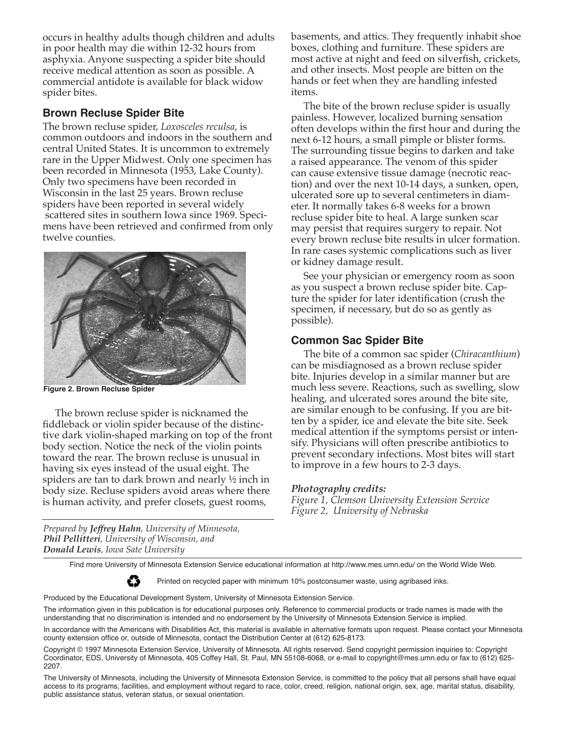occurs in healthy adults though children and adults in poor health may die within 12-32 hours from asphyxia. Anyone suspecting a spider bite should receive medical attention as soon as possible. A commercial antidote is available for black widow spider bites.

## Brown Recluse Spider Bite

The brown recluse spider, *Loxosceles reculsa*, is common outdoors and indoors in the southern and central United States. It is uncommon to extremely rare in the Upper Midwest. Only one specimen has been recorded in Minnesota (1953, Lake County). Only two specimens have been recorded in Wisconsin in the last 25 years. Brown recluse spiders have been reported in several widely scattered sites in southern Iowa since 1969. Specimens have been retrieved and confirmed from only twelve counties.

**Figure 2. Brown Recluse Spider**

The brown recluse spider is nicknamed the fiddleback or violin spider because of the distinctive dark violin-shaped marking on top of the front body section. Notice the neck of the violin points toward the rear. The brown recluse is unusual in having six eyes instead of the usual eight. The spiders are tan to dark brown and nearly ½ inch in body size. Recluse spiders avoid areas where there is human activity, and prefer closets, guest rooms, basements, and attics. They frequently inhabit shoe boxes, clothing and furniture. These spiders are most active at night and feed on silverfish, crickets, and other insects. Most people are bitten on the hands or feet when they are handling infested items.

The bite of the brown recluse spider is usually painless. However, localized burning sensation often develops within the first hour and during the next 6-12 hours, a small pimple or blister forms. The surrounding tissue begins to darken and take a raised appearance. The venom of this spider can cause extensive tissue damage (necrotic reaction) and over the next 10-14 days, a sunken, open, ulcerated sore up to several centimeters in diameter. It normally takes 6-8 weeks for a brown recluse spider bite to heal. A large sunken scar may persist that requires surgery to repair. Not every brown recluse bite results in ulcer formation. In rare cases systemic complications such as liver or kidney damage result.

See your physician or emergency room as soon as you suspect a brown recluse spider bite. Capture the spider for later identification (crush the specimen, if necessary, but do so as gently as possible).

## Common Sac Spider Bite

The bite of a common sac spider (*Chiracanthium*) can be misdiagnosed as a brown recluse spider bite. Injuries develop in a similar manner but are much less severe. Reactions, such as swelling, slow healing, and ulcerated sores around the bite site, are similar enough to be confusing. If you are bitten by a spider, ice and elevate the bite site. Seek medical attention if the symptoms persist or intensify. Physicians will often prescribe antibiotics to prevent secondary infections. Most bites will start to improve in a few hours to 2-3 days.

***Photography credits:***
*Figure 1, Clemson University Extension Service*
*Figure 2, University of Nebraska*

*Prepared by **Jeffrey Hahn**, University of Minnesota,*
***Phil Pellitteri**, University of Wisconsin, and*
***Donald Lewis**, Iowa Sate University*

Find more University of Minnesota Extension Service educational information at http://www.mes.umn.edu/ on the World Wide Web.

Printed on recycled paper with minimum 10% postconsumer waste, using agribased inks.

Produced by the Educational Development System, University of Minnesota Extension Service.

The information given in this publication is for educational purposes only. Reference to commercial products or trade names is made with the understanding that no discrimination is intended and no endorsement by the University of Minnesota Extension Service is implied.

In accordance with the Americans with Disabilities Act, this material is available in alternative formats upon request. Please contact your Minnesota county extension office or, outside of Minnesota, contact the Distribution Center at (612) 625-8173.

Copyright © 1997 Minnesota Extension Service, University of Minnesota. All rights reserved. Send copyright permission inquiries to: Copyright Coordinator, EDS, University of Minnesota, 405 Coffey Hall, St. Paul, MN 55108-6068, or e-mail to copyright@mes.umn.edu or fax to (612) 625-2207.

The University of Minnesota, including the University of Minnesota Extension Service, is committed to the policy that all persons shall have equal access to its programs, facilities, and employment without regard to race, color, creed, religion, national origin, sex, age, marital status, disability, public assistance status, veteran status, or sexual orientation.